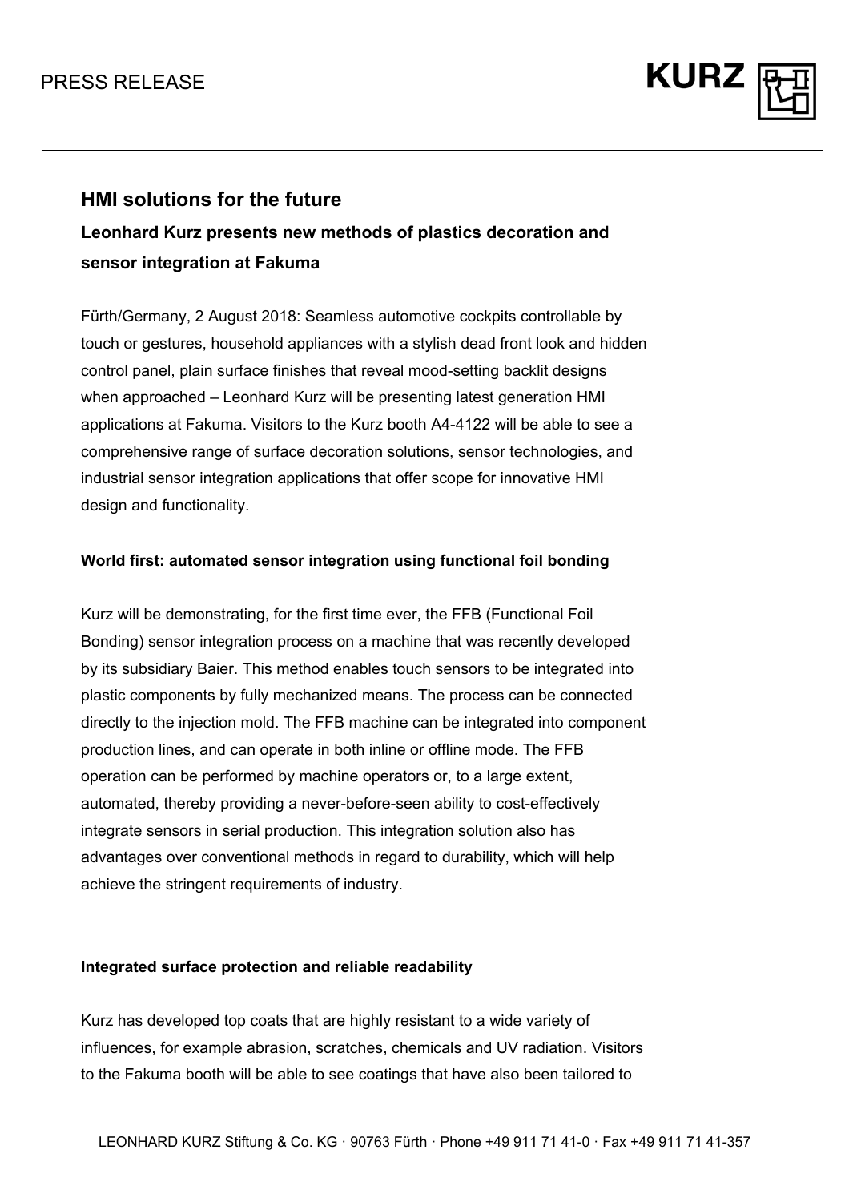PRESS RELEASE

# HMI solutions for the future

## Leonhard Kurz presents new methods of plastics decoration and sensor integration at Fakuma

Fürth/Germany, 2 August 2018: Seamless automotive cockpits controllable by touch or gestures, household appliances with a stylish dead front look and hidden control panel, plain surface finishes that reveal mood-setting backlit designs when approached – Leonhard Kurz will be presenting latest generation HMI applications at Fakuma. Visitors to the Kurz booth A4-4122 will be able to see a comprehensive range of surface decoration solutions, sensor technologies, and industrial sensor integration applications that offer scope for innovative HMI design and functionality.

### World first: automated sensor integration using functional foil bonding

Kurz will be demonstrating, for the first time ever, the FFB (Functional Foil Bonding) sensor integration process on a machine that was recently developed by its subsidiary Baier. This method enables touch sensors to be integrated into plastic components by fully mechanized means. The process can be connected directly to the injection mold. The FFB machine can be integrated into component production lines, and can operate in both inline or offline mode. The FFB operation can be performed by machine operators or, to a large extent, automated, thereby providing a never-before-seen ability to cost-effectively integrate sensors in serial production. This integration solution also has advantages over conventional methods in regard to durability, which will help achieve the stringent requirements of industry.

### Integrated surface protection and reliable readability

Kurz has developed top coats that are highly resistant to a wide variety of influences, for example abrasion, scratches, chemicals and UV radiation. Visitors to the Fakuma booth will be able to see coatings that have also been tailored to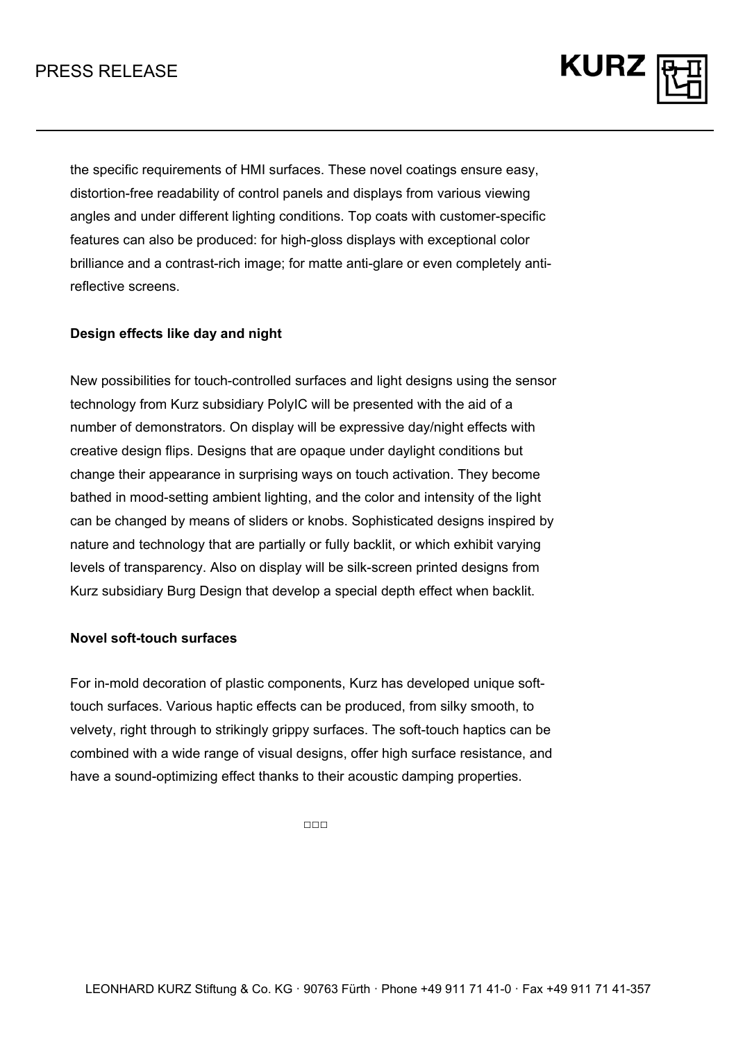the specific requirements of HMI surfaces. These novel coatings ensure easy, distortion-free readability of control panels and displays from various viewing angles and under different lighting conditions. Top coats with customer-specific features can also be produced: for high-gloss displays with exceptional color brilliance and a contrast-rich image; for matte anti-glare or even completely anti-reflective screens.

**Design effects like day and night**

New possibilities for touch-controlled surfaces and light designs using the sensor technology from Kurz subsidiary PolyIC will be presented with the aid of a number of demonstrators. On display will be expressive day/night effects with creative design flips. Designs that are opaque under daylight conditions but change their appearance in surprising ways on touch activation. They become bathed in mood-setting ambient lighting, and the color and intensity of the light can be changed by means of sliders or knobs. Sophisticated designs inspired by nature and technology that are partially or fully backlit, or which exhibit varying levels of transparency. Also on display will be silk-screen printed designs from Kurz subsidiary Burg Design that develop a special depth effect when backlit.

**Novel soft-touch surfaces**

For in-mold decoration of plastic components, Kurz has developed unique soft-touch surfaces. Various haptic effects can be produced, from silky smooth, to velvety, right through to strikingly grippy surfaces. The soft-touch haptics can be combined with a wide range of visual designs, offer high surface resistance, and have a sound-optimizing effect thanks to their acoustic damping properties.

□□□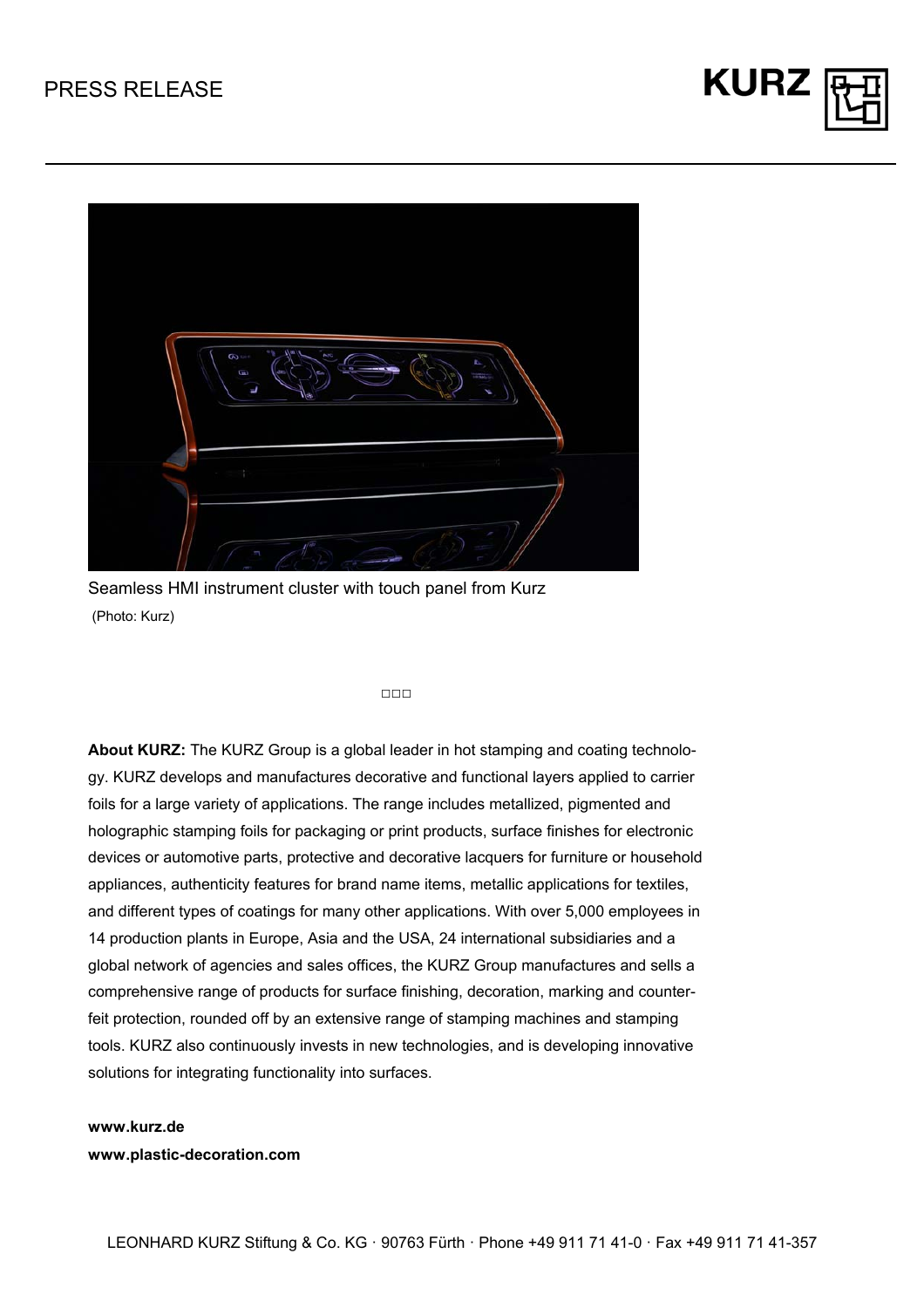Seamless HMI instrument cluster with touch panel from Kurz
(Photo: Kurz)

□□□

**About KURZ:** The KURZ Group is a global leader in hot stamping and coating technology. KURZ develops and manufactures decorative and functional layers applied to carrier foils for a large variety of applications. The range includes metallized, pigmented and holographic stamping foils for packaging or print products, surface finishes for electronic devices or automotive parts, protective and decorative lacquers for furniture or household appliances, authenticity features for brand name items, metallic applications for textiles, and different types of coatings for many other applications. With over 5,000 employees in 14 production plants in Europe, Asia and the USA, 24 international subsidiaries and a global network of agencies and sales offices, the KURZ Group manufactures and sells a comprehensive range of products for surface finishing, decoration, marking and counterfeit protection, rounded off by an extensive range of stamping machines and stamping tools. KURZ also continuously invests in new technologies, and is developing innovative solutions for integrating functionality into surfaces.

**www.kurz.de**
**www.plastic-decoration.com**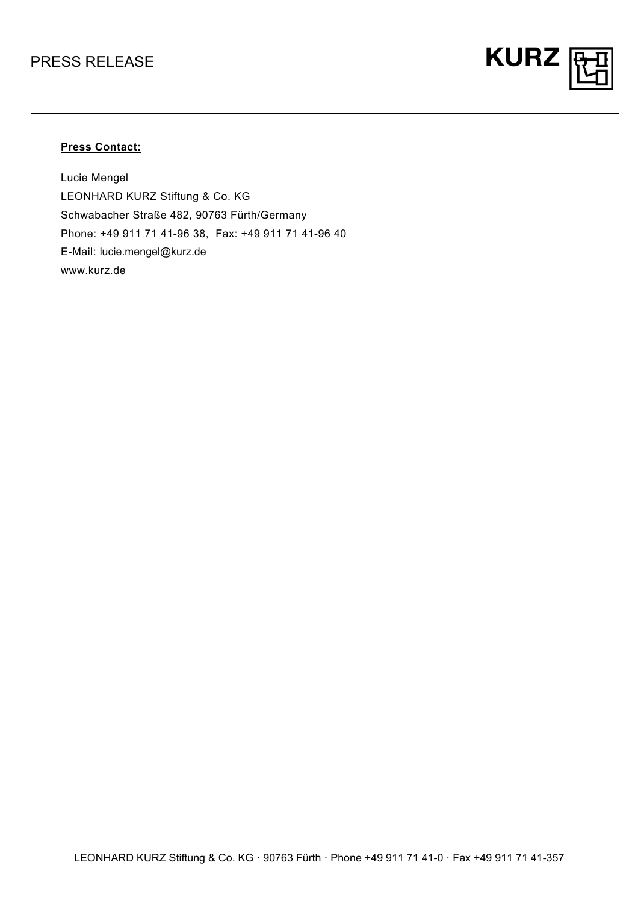**Press Contact:**

Lucie Mengel
LEONHARD KURZ Stiftung & Co. KG
Schwabacher Straße 482, 90763 Fürth/Germany
Phone: +49 911 71 41-96 38, Fax: +49 911 71 41-96 40
E-Mail: lucie.mengel@kurz.de
www.kurz.de